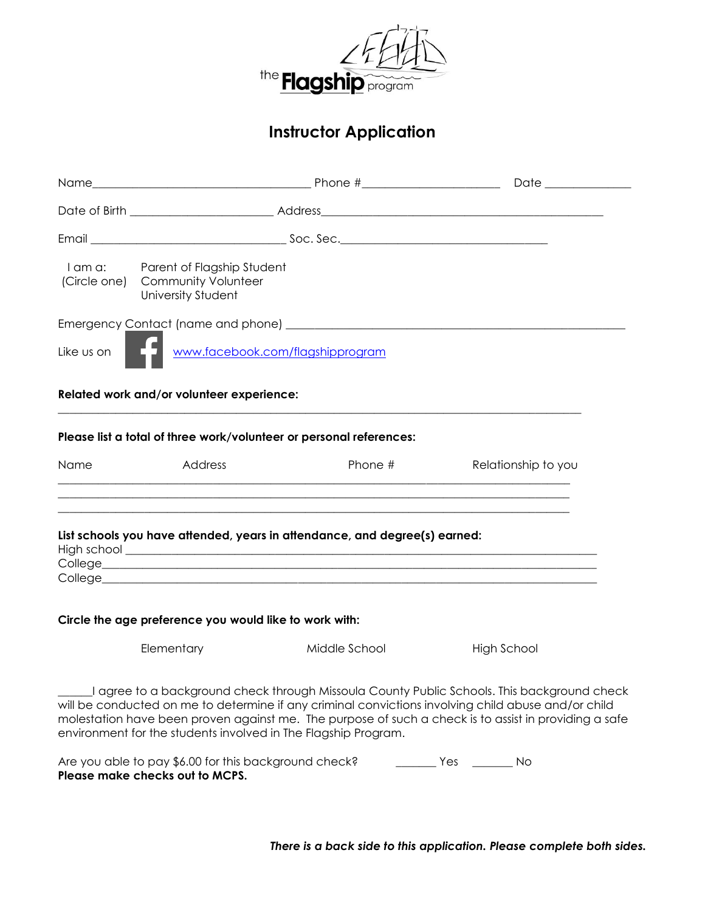the Flagship program

# Instructor Application

Name_____________________________________ Phone #_______________________ Date _______________

Date of Birth ________________________ Address________________________________________________

Email _________________________________ Soc. Sec.__________________________________

I am a: (Circle one)
Parent of Flagship Student
Community Volunteer
University Student

Emergency Contact (name and phone) _________________________________________________________

Like us on www.facebook.com/flagshipprogram

**Related work and/or volunteer experience:**

_________________________________________________________________________________________

**Please list a total of three work/volunteer or personal references:**

| Name | Address | Phone # | Relationship to you |
|---|---|---|---|
| | | | |
| | | | |
| | | | |

**List schools you have attended, years in attendance, and degree(s) earned:**

High school ___________________________________________________________________________

College_______________________________________________________________________________

College_______________________________________________________________________________

**Circle the age preference you would like to work with:**

Elementary        Middle School        High School

______I agree to a background check through Missoula County Public Schools. This background check will be conducted on me to determine if any criminal convictions involving child abuse and/or child molestation have been proven against me. The purpose of such a check is to assist in providing a safe environment for the students involved in The Flagship Program.

Are you able to pay $6.00 for this background check?    _______ Yes    _______ No

**Please make checks out to MCPS.**

***There is a back side to this application. Please complete both sides.***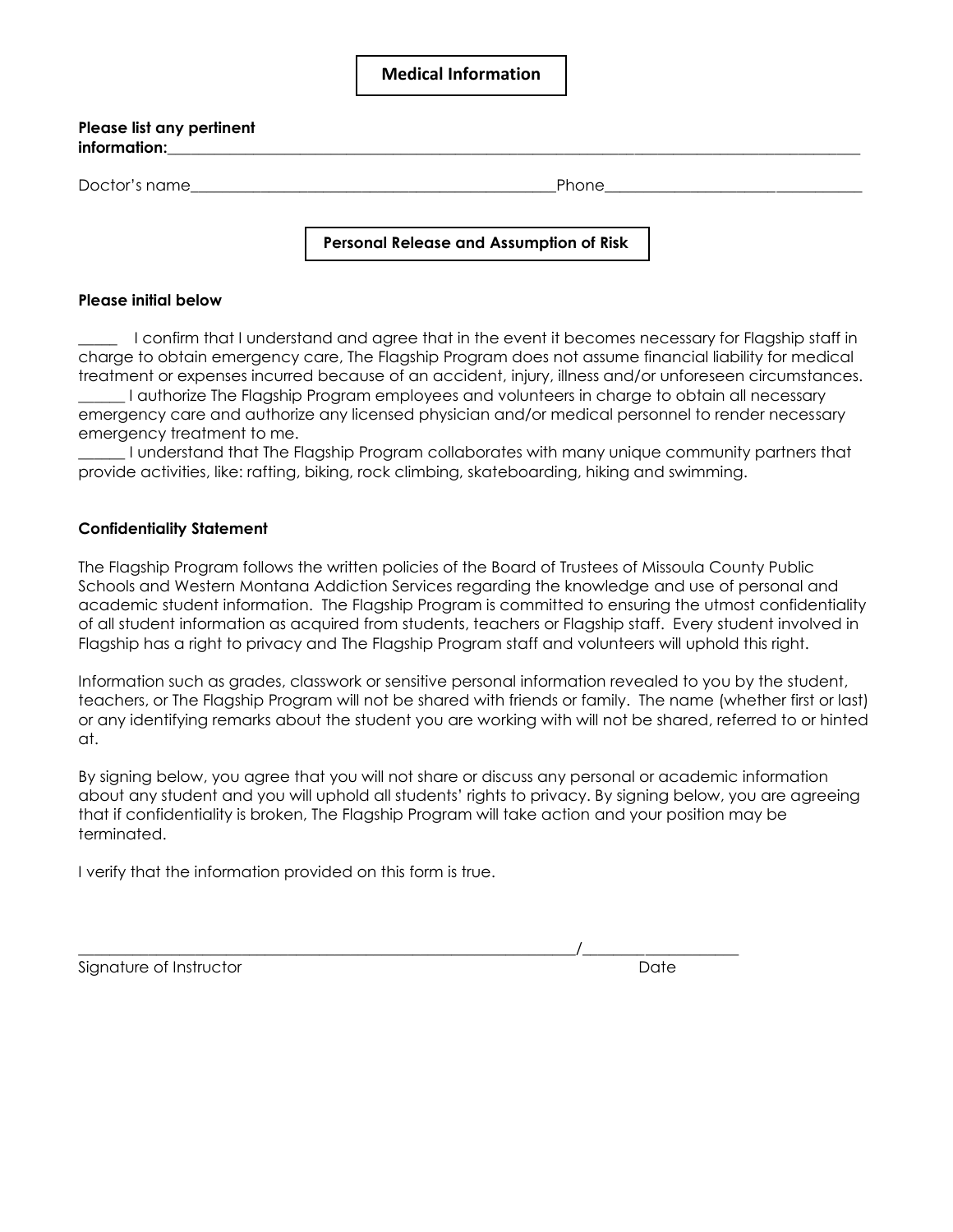## Medical Information

**Please list any pertinent information:**_______________________________________________

Doctor's name_______________________________________________Phone_________________________________

## Personal Release and Assumption of Risk

**Please initial below**

_____ I confirm that I understand and agree that in the event it becomes necessary for Flagship staff in charge to obtain emergency care, The Flagship Program does not assume financial liability for medical treatment or expenses incurred because of an accident, injury, illness and/or unforeseen circumstances.

______ I authorize The Flagship Program employees and volunteers in charge to obtain all necessary emergency care and authorize any licensed physician and/or medical personnel to render necessary emergency treatment to me.

______ I understand that The Flagship Program collaborates with many unique community partners that provide activities, like: rafting, biking, rock climbing, skateboarding, hiking and swimming.

**Confidentiality Statement**

The Flagship Program follows the written policies of the Board of Trustees of Missoula County Public Schools and Western Montana Addiction Services regarding the knowledge and use of personal and academic student information. The Flagship Program is committed to ensuring the utmost confidentiality of all student information as acquired from students, teachers or Flagship staff. Every student involved in Flagship has a right to privacy and The Flagship Program staff and volunteers will uphold this right.

Information such as grades, classwork or sensitive personal information revealed to you by the student, teachers, or The Flagship Program will not be shared with friends or family. The name (whether first or last) or any identifying remarks about the student you are working with will not be shared, referred to or hinted at.

By signing below, you agree that you will not share or discuss any personal or academic information about any student and you will uphold all students' rights to privacy. By signing below, you are agreeing that if confidentiality is broken, The Flagship Program will take action and your position may be terminated.

I verify that the information provided on this form is true.

_________________________________________________________________/____________________

Signature of Instructor Date